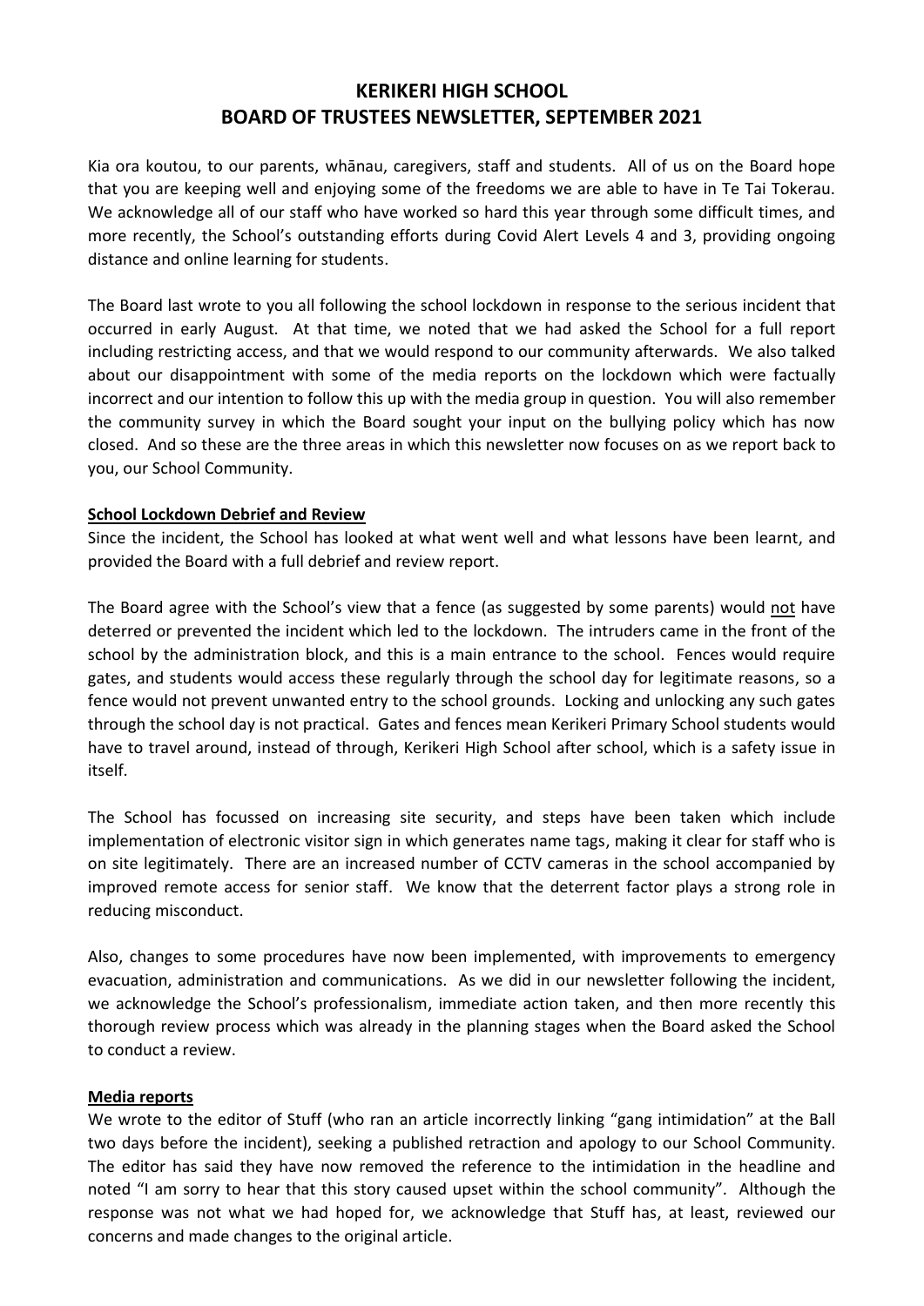# KERIKERI HIGH SCHOOL
# BOARD OF TRUSTEES NEWSLETTER, SEPTEMBER 2021

Kia ora koutou, to our parents, whānau, caregivers, staff and students. All of us on the Board hope that you are keeping well and enjoying some of the freedoms we are able to have in Te Tai Tokerau. We acknowledge all of our staff who have worked so hard this year through some difficult times, and more recently, the School's outstanding efforts during Covid Alert Levels 4 and 3, providing ongoing distance and online learning for students.

The Board last wrote to you all following the school lockdown in response to the serious incident that occurred in early August. At that time, we noted that we had asked the School for a full report including restricting access, and that we would respond to our community afterwards. We also talked about our disappointment with some of the media reports on the lockdown which were factually incorrect and our intention to follow this up with the media group in question. You will also remember the community survey in which the Board sought your input on the bullying policy which has now closed. And so these are the three areas in which this newsletter now focuses on as we report back to you, our School Community.

**School Lockdown Debrief and Review**

Since the incident, the School has looked at what went well and what lessons have been learnt, and provided the Board with a full debrief and review report.

The Board agree with the School's view that a fence (as suggested by some parents) would not have deterred or prevented the incident which led to the lockdown. The intruders came in the front of the school by the administration block, and this is a main entrance to the school. Fences would require gates, and students would access these regularly through the school day for legitimate reasons, so a fence would not prevent unwanted entry to the school grounds. Locking and unlocking any such gates through the school day is not practical. Gates and fences mean Kerikeri Primary School students would have to travel around, instead of through, Kerikeri High School after school, which is a safety issue in itself.

The School has focussed on increasing site security, and steps have been taken which include implementation of electronic visitor sign in which generates name tags, making it clear for staff who is on site legitimately. There are an increased number of CCTV cameras in the school accompanied by improved remote access for senior staff. We know that the deterrent factor plays a strong role in reducing misconduct.

Also, changes to some procedures have now been implemented, with improvements to emergency evacuation, administration and communications. As we did in our newsletter following the incident, we acknowledge the School's professionalism, immediate action taken, and then more recently this thorough review process which was already in the planning stages when the Board asked the School to conduct a review.

**Media reports**

We wrote to the editor of Stuff (who ran an article incorrectly linking "gang intimidation" at the Ball two days before the incident), seeking a published retraction and apology to our School Community. The editor has said they have now removed the reference to the intimidation in the headline and noted "I am sorry to hear that this story caused upset within the school community". Although the response was not what we had hoped for, we acknowledge that Stuff has, at least, reviewed our concerns and made changes to the original article.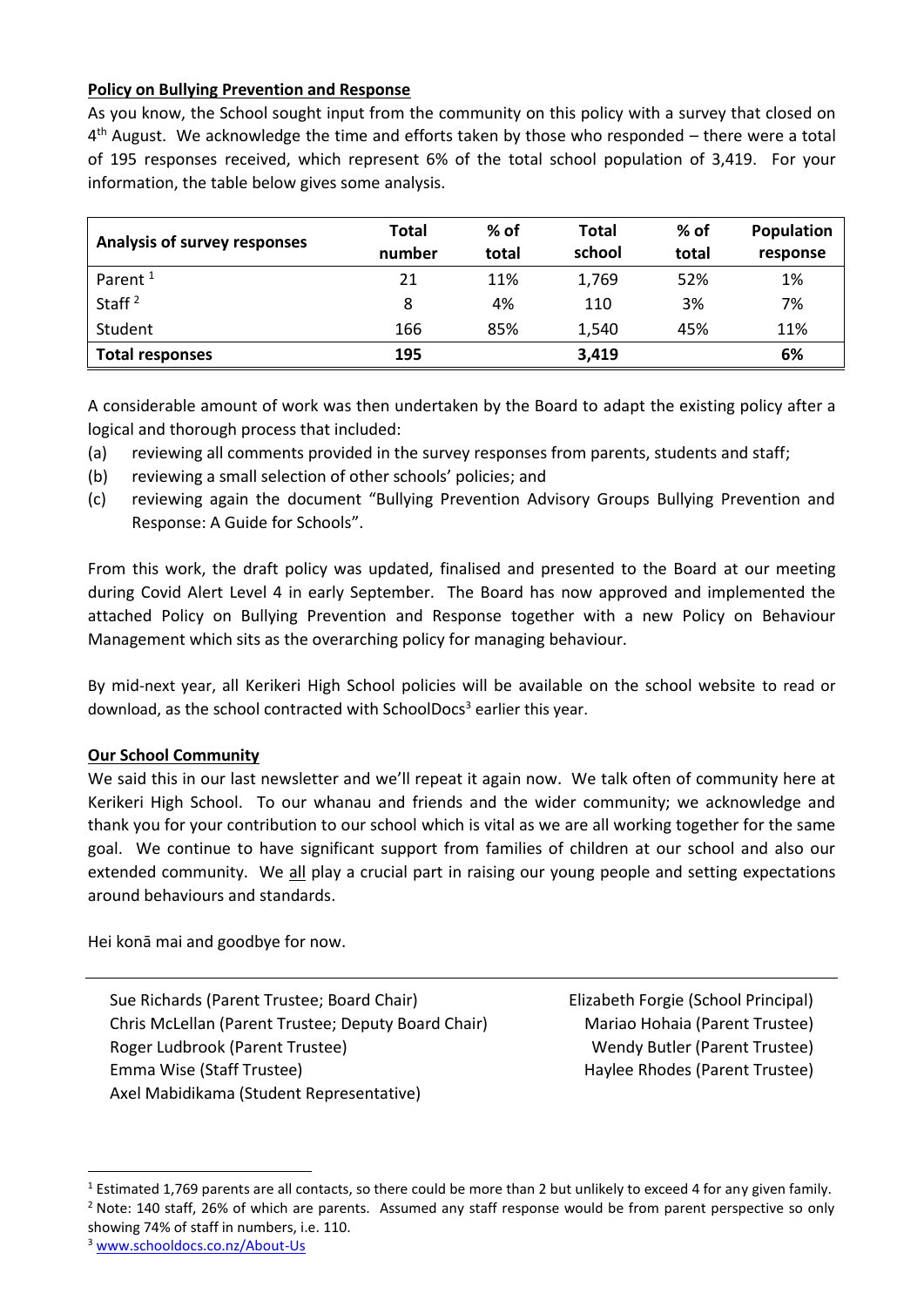**Policy on Bullying Prevention and Response**

As you know, the School sought input from the community on this policy with a survey that closed on 4th August. We acknowledge the time and efforts taken by those who responded – there were a total of 195 responses received, which represent 6% of the total school population of 3,419. For your information, the table below gives some analysis.

| Analysis of survey responses | Total number | % of total | Total school | % of total | Population response |
|---|---|---|---|---|---|
| Parent [1] | 21 | 11% | 1,769 | 52% | 1% |
| Staff [2] | 8 | 4% | 110 | 3% | 7% |
| Student | 166 | 85% | 1,540 | 45% | 11% |
| **Total responses** | **195** | | **3,419** | | **6%** |

A considerable amount of work was then undertaken by the Board to adapt the existing policy after a logical and thorough process that included:

(a) reviewing all comments provided in the survey responses from parents, students and staff;

(b) reviewing a small selection of other schools' policies; and

(c) reviewing again the document "Bullying Prevention Advisory Groups Bullying Prevention and Response: A Guide for Schools".

From this work, the draft policy was updated, finalised and presented to the Board at our meeting during Covid Alert Level 4 in early September. The Board has now approved and implemented the attached Policy on Bullying Prevention and Response together with a new Policy on Behaviour Management which sits as the overarching policy for managing behaviour.

By mid-next year, all Kerikeri High School policies will be available on the school website to read or download, as the school contracted with SchoolDocs[3] earlier this year.

**Our School Community**

We said this in our last newsletter and we'll repeat it again now. We talk often of community here at Kerikeri High School. To our whanau and friends and the wider community; we acknowledge and thank you for your contribution to our school which is vital as we are all working together for the same goal. We continue to have significant support from families of children at our school and also our extended community. We all play a crucial part in raising our young people and setting expectations around behaviours and standards.

Hei konā mai and goodbye for now.

---

Sue Richards (Parent Trustee; Board Chair)
Chris McLellan (Parent Trustee; Deputy Board Chair)
Roger Ludbrook (Parent Trustee)
Emma Wise (Staff Trustee)
Axel Mabidikama (Student Representative)

Elizabeth Forgie (School Principal)
Mariao Hohaia (Parent Trustee)
Wendy Butler (Parent Trustee)
Haylee Rhodes (Parent Trustee)

---

[1] Estimated 1,769 parents are all contacts, so there could be more than 2 but unlikely to exceed 4 for any given family.

[2] Note: 140 staff, 26% of which are parents. Assumed any staff response would be from parent perspective so only showing 74% of staff in numbers, i.e. 110.

[3] www.schooldocs.co.nz/About-Us